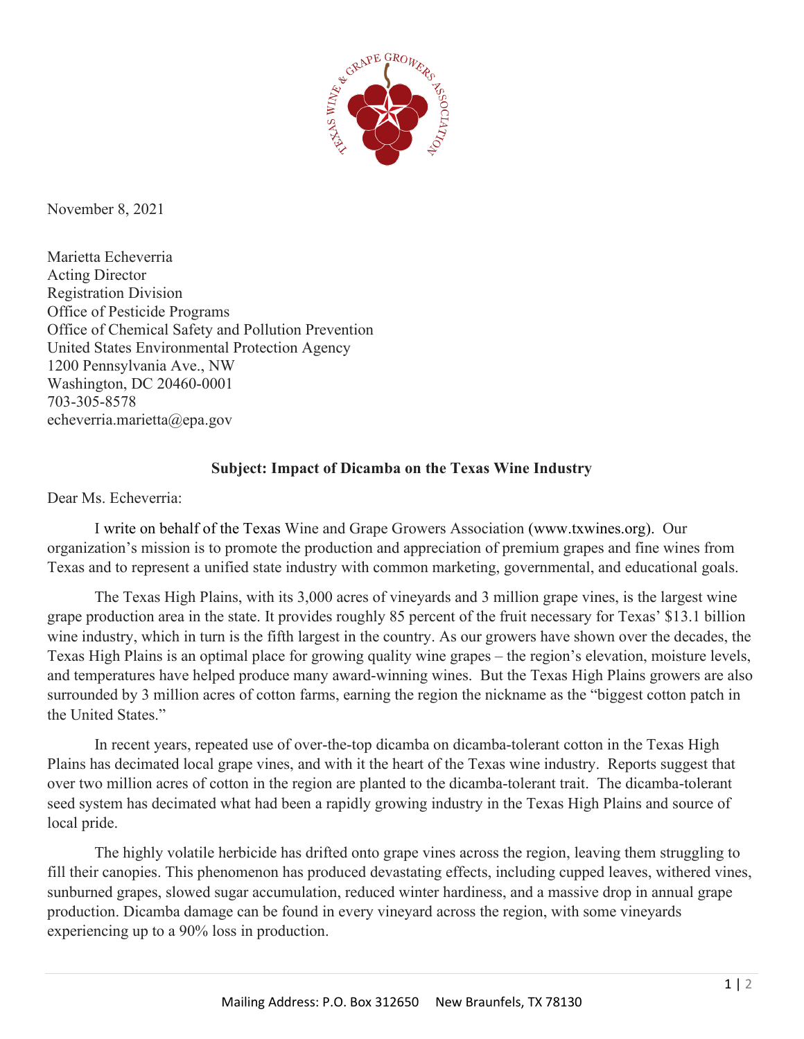November 8, 2021

Marietta Echeverria
Acting Director
Registration Division
Office of Pesticide Programs
Office of Chemical Safety and Pollution Prevention
United States Environmental Protection Agency
1200 Pennsylvania Ave., NW
Washington, DC 20460-0001
703-305-8578
echeverria.marietta@epa.gov

**Subject: Impact of Dicamba on the Texas Wine Industry**

Dear Ms. Echeverria:

I write on behalf of the Texas Wine and Grape Growers Association (www.txwines.org). Our organization's mission is to promote the production and appreciation of premium grapes and fine wines from Texas and to represent a unified state industry with common marketing, governmental, and educational goals.

The Texas High Plains, with its 3,000 acres of vineyards and 3 million grape vines, is the largest wine grape production area in the state. It provides roughly 85 percent of the fruit necessary for Texas' $13.1 billion wine industry, which in turn is the fifth largest in the country. As our growers have shown over the decades, the Texas High Plains is an optimal place for growing quality wine grapes – the region's elevation, moisture levels, and temperatures have helped produce many award-winning wines. But the Texas High Plains growers are also surrounded by 3 million acres of cotton farms, earning the region the nickname as the "biggest cotton patch in the United States."

In recent years, repeated use of over-the-top dicamba on dicamba-tolerant cotton in the Texas High Plains has decimated local grape vines, and with it the heart of the Texas wine industry. Reports suggest that over two million acres of cotton in the region are planted to the dicamba-tolerant trait. The dicamba-tolerant seed system has decimated what had been a rapidly growing industry in the Texas High Plains and source of local pride.

The highly volatile herbicide has drifted onto grape vines across the region, leaving them struggling to fill their canopies. This phenomenon has produced devastating effects, including cupped leaves, withered vines, sunburned grapes, slowed sugar accumulation, reduced winter hardiness, and a massive drop in annual grape production. Dicamba damage can be found in every vineyard across the region, with some vineyards experiencing up to a 90% loss in production.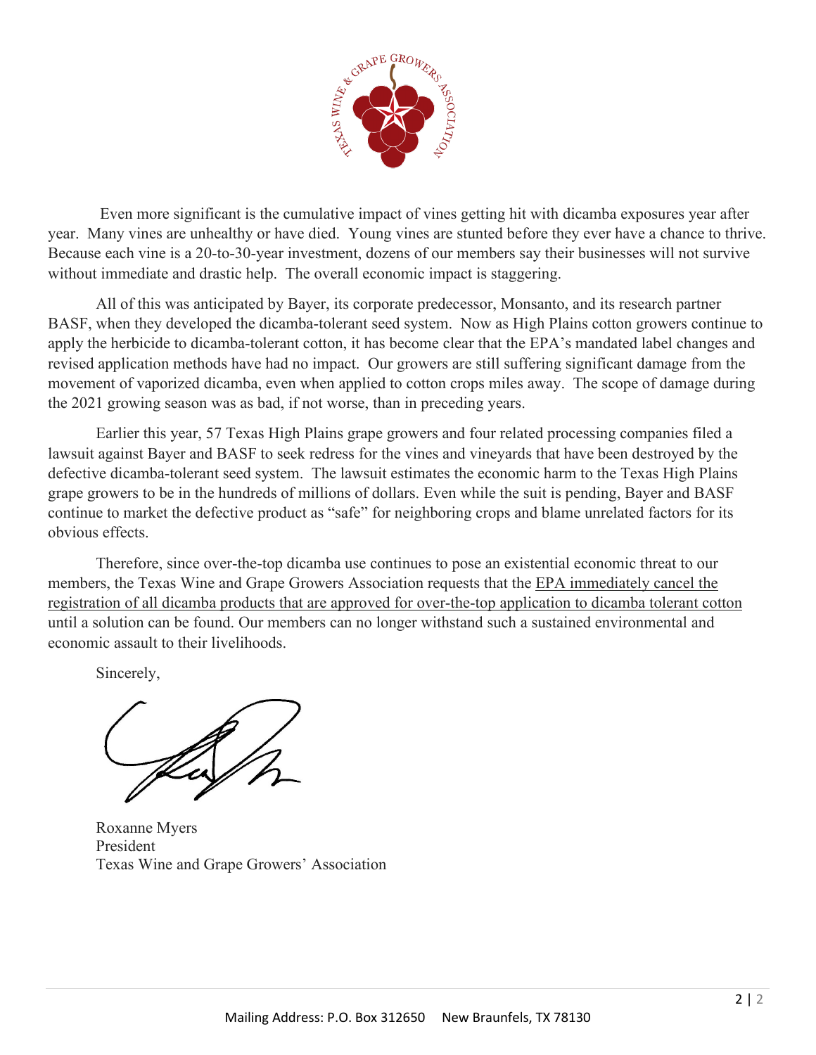Even more significant is the cumulative impact of vines getting hit with dicamba exposures year after year. Many vines are unhealthy or have died. Young vines are stunted before they ever have a chance to thrive. Because each vine is a 20-to-30-year investment, dozens of our members say their businesses will not survive without immediate and drastic help. The overall economic impact is staggering.

All of this was anticipated by Bayer, its corporate predecessor, Monsanto, and its research partner BASF, when they developed the dicamba-tolerant seed system. Now as High Plains cotton growers continue to apply the herbicide to dicamba-tolerant cotton, it has become clear that the EPA's mandated label changes and revised application methods have had no impact. Our growers are still suffering significant damage from the movement of vaporized dicamba, even when applied to cotton crops miles away. The scope of damage during the 2021 growing season was as bad, if not worse, than in preceding years.

Earlier this year, 57 Texas High Plains grape growers and four related processing companies filed a lawsuit against Bayer and BASF to seek redress for the vines and vineyards that have been destroyed by the defective dicamba-tolerant seed system. The lawsuit estimates the economic harm to the Texas High Plains grape growers to be in the hundreds of millions of dollars. Even while the suit is pending, Bayer and BASF continue to market the defective product as "safe" for neighboring crops and blame unrelated factors for its obvious effects.

Therefore, since over-the-top dicamba use continues to pose an existential economic threat to our members, the Texas Wine and Grape Growers Association requests that the <u>EPA immediately cancel the registration of all dicamba products that are approved for over-the-top application to dicamba tolerant cotton</u> until a solution can be found. Our members can no longer withstand such a sustained environmental and economic assault to their livelihoods.

Sincerely,

Roxanne Myers
President
Texas Wine and Grape Growers' Association

Mailing Address: P.O. Box 312650 New Braunfels, TX 78130